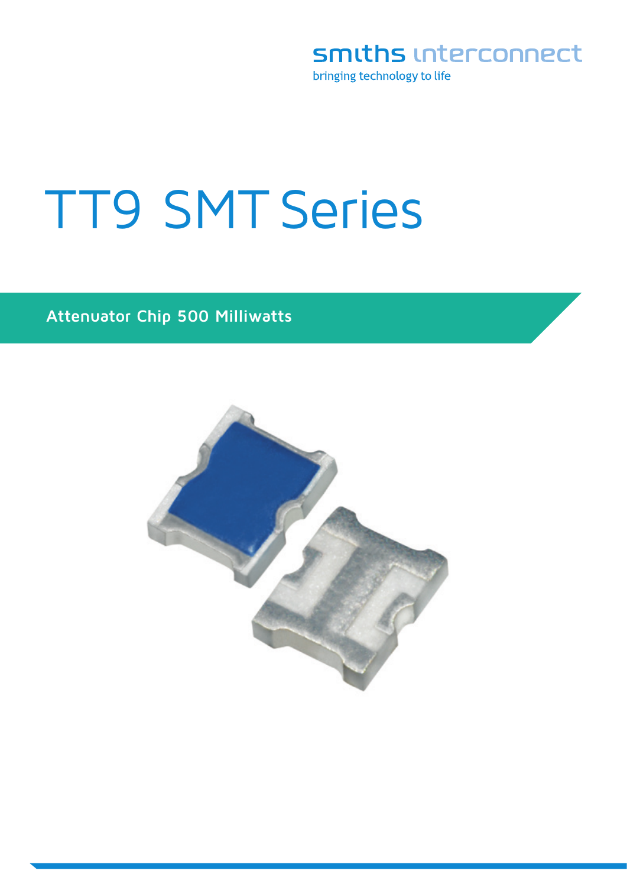smiths interconnect

bringing technology to life

# TT9 SMT Series

## Attenuator Chip 500 Milliwatts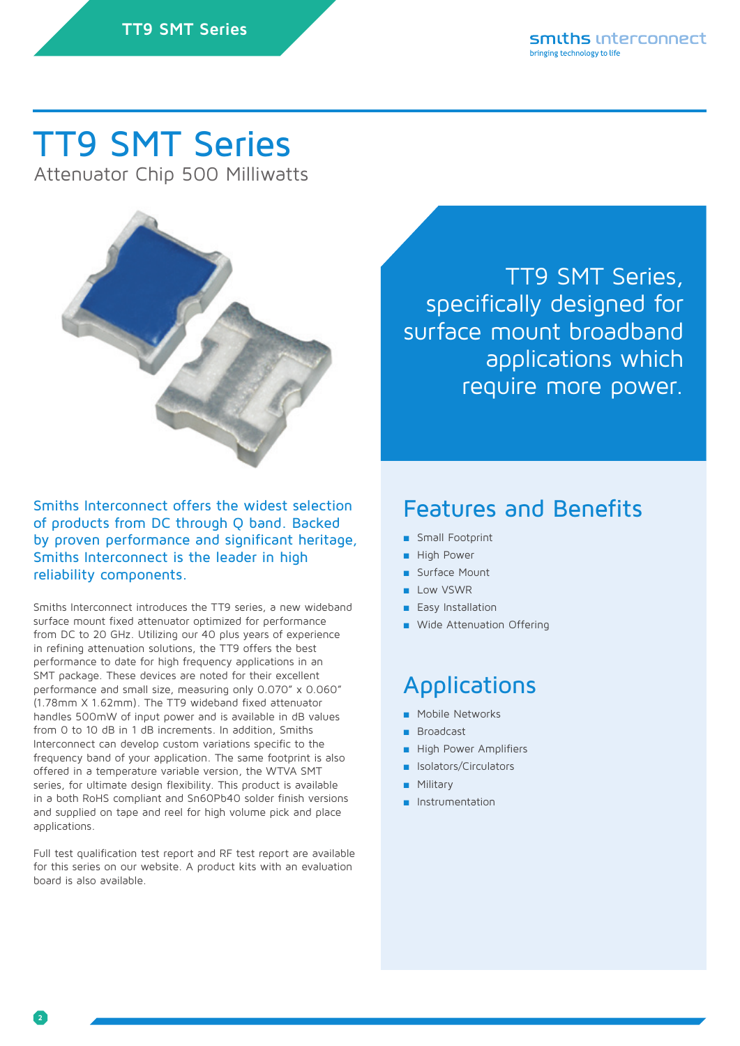# TT9 SMT Series

Attenuator Chip 500 Milliwatts

TT9 SMT Series, specifically designed for surface mount broadband applications which require more power.

Smiths Interconnect offers the widest selection of products from DC through Q band. Backed by proven performance and significant heritage, Smiths Interconnect is the leader in high reliability components.

Smiths Interconnect introduces the TT9 series, a new wideband surface mount fixed attenuator optimized for performance from DC to 20 GHz. Utilizing our 40 plus years of experience in refining attenuation solutions, the TT9 offers the best performance to date for high frequency applications in an SMT package. These devices are noted for their excellent performance and small size, measuring only 0.070" x 0.060" (1.78mm X 1.62mm). The TT9 wideband fixed attenuator handles 500mW of input power and is available in dB values from 0 to 10 dB in 1 dB increments. In addition, Smiths Interconnect can develop custom variations specific to the frequency band of your application. The same footprint is also offered in a temperature variable version, the WTVA SMT series, for ultimate design flexibility. This product is available in a both RoHS compliant and Sn60Pb40 solder finish versions and supplied on tape and reel for high volume pick and place applications.

Full test qualification test report and RF test report are available for this series on our website. A product kits with an evaluation board is also available.

## Features and Benefits

- Small Footprint
- High Power
- Surface Mount
- Low VSWR
- Easy Installation
- Wide Attenuation Offering

## Applications

- Mobile Networks
- Broadcast
- High Power Amplifiers
- Isolators/Circulators
- Military
- Instrumentation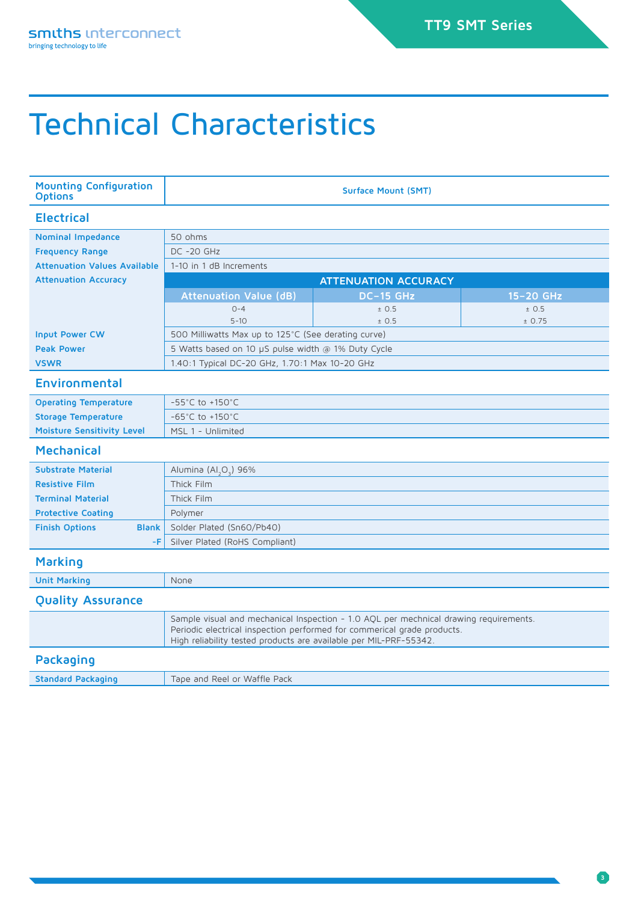# Technical Characteristics

| Mounting Configuration Options | Surface Mount (SMT) |
|---|---|

## Electrical

| | | | |
|---|---|---|---|
| Nominal Impedance | 50 ohms | | |
| Frequency Range | DC -20 GHz | | |
| Attenuation Values Available | 1-10 in 1 dB Increments | | |
| Attenuation Accuracy | ATTENUATION ACCURACY | | |
| | Attenuation Value (dB) | DC–15 GHz | 15–20 GHz |
| | 0-4 | ± 0.5 | ± 0.5 |
| | 5-10 | ± 0.5 | ± 0.75 |
| Input Power CW | 500 Milliwatts Max up to 125°C (See derating curve) | | |
| Peak Power | 5 Watts based on 10 µS pulse width @ 1% Duty Cycle | | |
| VSWR | 1.40:1 Typical DC-20 GHz, 1.70:1 Max 10-20 GHz | | |

## Environmental

| | |
|---|---|
| Operating Temperature | -55°C to +150°C |
| Storage Temperature | -65°C to +150°C |
| Moisture Sensitivity Level | MSL 1 - Unlimited |

## Mechanical

| | |
|---|---|
| Substrate Material | Alumina ($Al_2O_3$) 96% |
| Resistive Film | Thick Film |
| Terminal Material | Thick Film |
| Protective Coating | Polymer |
| Finish Options Blank | Solder Plated (Sn60/Pb40) |
| -F | Silver Plated (RoHS Compliant) |

## Marking

| | |
|---|---|
| Unit Marking | None |

## Quality Assurance

Sample visual and mechanical Inspection - 1.0 AQL per mechnical drawing requirements.
Periodic electrical inspection performed for commerical grade products.
High reliability tested products are available per MIL-PRF-55342.

## Packaging

| | |
|---|---|
| Standard Packaging | Tape and Reel or Waffle Pack |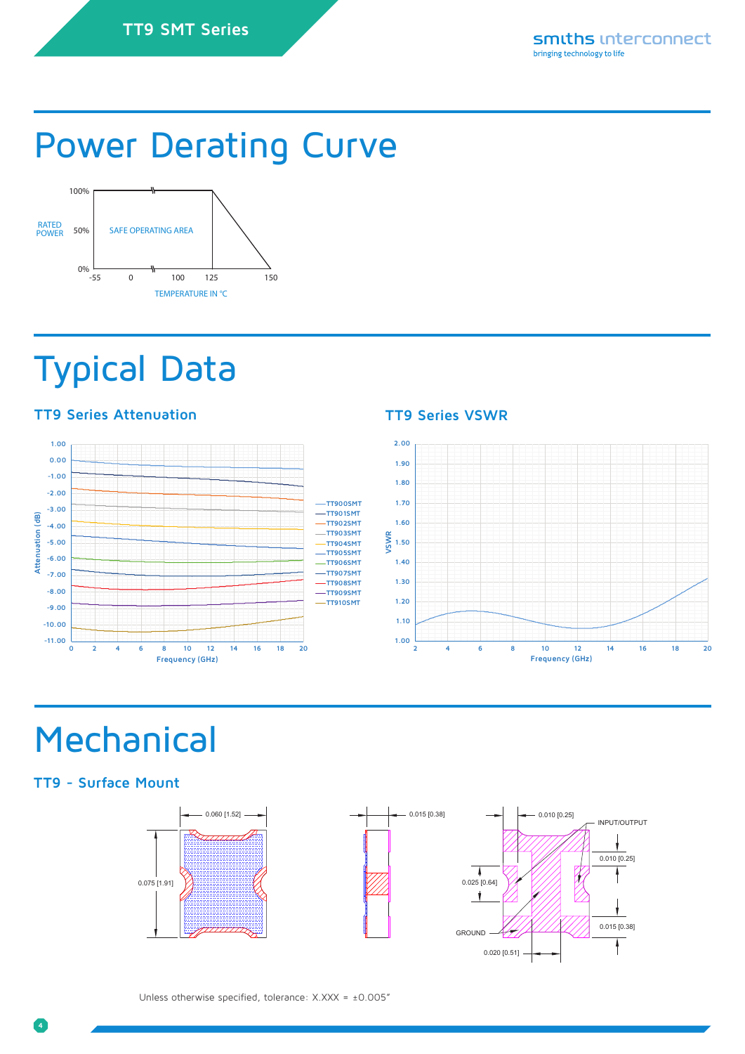# Power Derating Curve

RATED POWER

SAFE OPERATING AREA

TEMPERATURE IN °C

# Typical Data

### TT9 Series Attenuation

### TT9 Series VSWR

# Mechanical

### TT9 - Surface Mount

Unless otherwise specified, tolerance: X.XXX = ±0.005"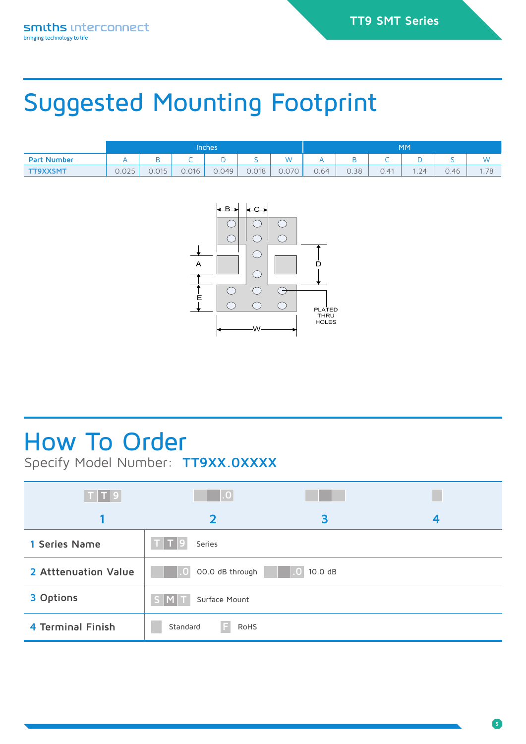# Suggested Mounting Footprint

| | Inches | | | | | | MM | | | | | |
|---|---|---|---|---|---|---|---|---|---|---|---|---|
| Part Number | A | B | C | D | S | W | A | B | C | D | S | W |
| TT9XXSMT | 0.025 | 0.015 | 0.016 | 0.049 | 0.018 | 0.070 | 0.64 | 0.38 | 0.41 | 1.24 | 0.46 | 1.78 |

B C A D E W PLATED THRU HOLES

# How To Order

Specify Model Number: **TT9XX.0XXXX**

| T T 9 | _ _ .0 | _ _ _ | _ |
|---|---|---|---|
| 1 | 2 | 3 | 4 |

| | |
|---|---|
| 1 Series Name | T T 9 Series |
| 2 Atttenuation Value | _ _ .0 00.0 dB through _ _ .0 10.0 dB |
| 3 Options | S M T Surface Mount |
| 4 Terminal Finish | _ Standard F RoHS |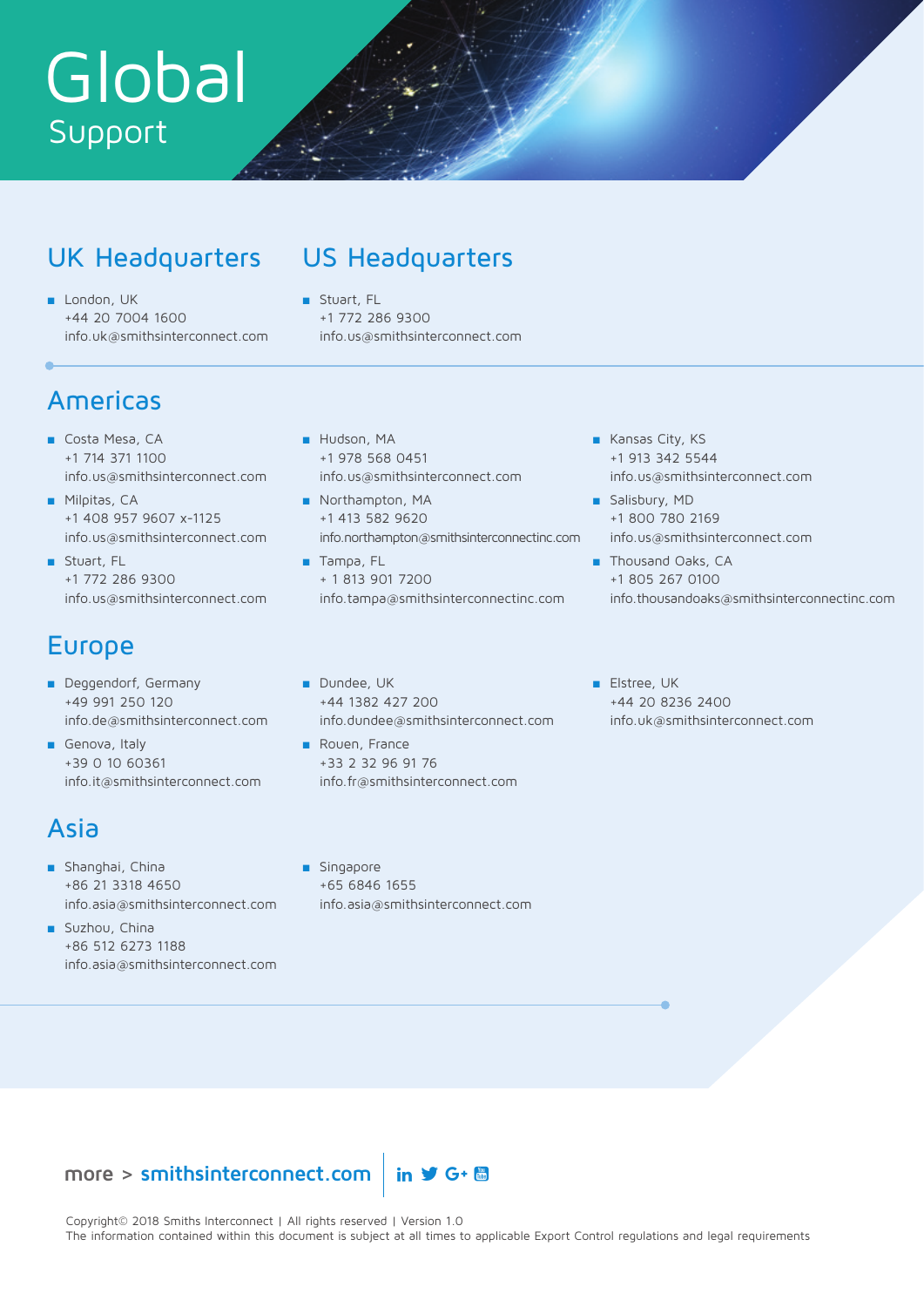# Global
Support

## UK Headquarters

- London, UK
  +44 20 7004 1600
  info.uk@smithsinterconnect.com

## US Headquarters

- Stuart, FL
  +1 772 286 9300
  info.us@smithsinterconnect.com

## Americas

- Costa Mesa, CA
  +1 714 371 1100
  info.us@smithsinterconnect.com
- Milpitas, CA
  +1 408 957 9607 x-1125
  info.us@smithsinterconnect.com
- Stuart, FL
  +1 772 286 9300
  info.us@smithsinterconnect.com
- Hudson, MA
  +1 978 568 0451
  info.us@smithsinterconnect.com
- Northampton, MA
  +1 413 582 9620
  info.northampton@smithsinterconnectinc.com
- Tampa, FL
  + 1 813 901 7200
  info.tampa@smithsinterconnectinc.com
- Kansas City, KS
  +1 913 342 5544
  info.us@smithsinterconnect.com
- Salisbury, MD
  +1 800 780 2169
  info.us@smithsinterconnect.com
- Thousand Oaks, CA
  +1 805 267 0100
  info.thousandoaks@smithsinterconnectinc.com

## Europe

- Deggendorf, Germany
  +49 991 250 120
  info.de@smithsinterconnect.com
- Genova, Italy
  +39 0 10 60361
  info.it@smithsinterconnect.com
- Dundee, UK
  +44 1382 427 200
  info.dundee@smithsinterconnect.com
- Rouen, France
  +33 2 32 96 91 76
  info.fr@smithsinterconnect.com
- Elstree, UK
  +44 20 8236 2400
  info.uk@smithsinterconnect.com

## Asia

- Shanghai, China
  +86 21 3318 4650
  info.asia@smithsinterconnect.com
- Suzhou, China
  +86 512 6273 1188
  info.asia@smithsinterconnect.com
- Singapore
  +65 6846 1655
  info.asia@smithsinterconnect.com

more > **smithsinterconnect.com**

Copyright© 2018 Smiths Interconnect | All rights reserved | Version 1.0
The information contained within this document is subject at all times to applicable Export Control regulations and legal requirements